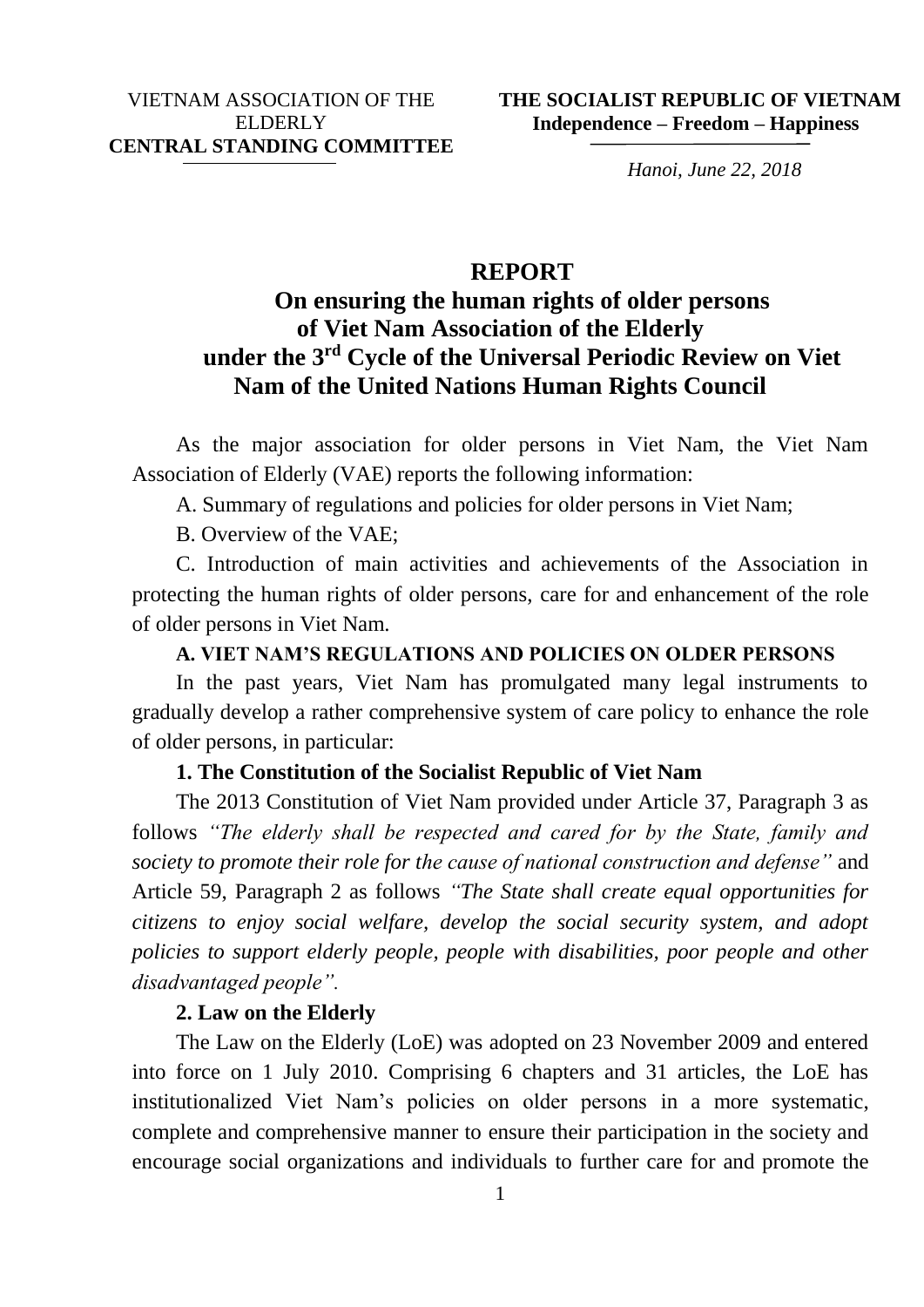VIETNAM ASSOCIATION OF THE ELDERLY
**CENTRAL STANDING COMMITTEE**

**THE SOCIALIST REPUBLIC OF VIETNAM**
**Independence – Freedom – Happiness**

*Hanoi, June 22, 2018*

# REPORT

## On ensuring the human rights of older persons of Viet Nam Association of the Elderly under the 3rd Cycle of the Universal Periodic Review on Viet Nam of the United Nations Human Rights Council

As the major association for older persons in Viet Nam, the Viet Nam Association of Elderly (VAE) reports the following information:

A. Summary of regulations and policies for older persons in Viet Nam;

B. Overview of the VAE;

C. Introduction of main activities and achievements of the Association in protecting the human rights of older persons, care for and enhancement of the role of older persons in Viet Nam.

### A. VIET NAM'S REGULATIONS AND POLICIES ON OLDER PERSONS

In the past years, Viet Nam has promulgated many legal instruments to gradually develop a rather comprehensive system of care policy to enhance the role of older persons, in particular:

#### 1. The Constitution of the Socialist Republic of Viet Nam

The 2013 Constitution of Viet Nam provided under Article 37, Paragraph 3 as follows *"The elderly shall be respected and cared for by the State, family and society to promote their role for the cause of national construction and defense"* and Article 59, Paragraph 2 as follows *"The State shall create equal opportunities for citizens to enjoy social welfare, develop the social security system, and adopt policies to support elderly people, people with disabilities, poor people and other disadvantaged people".*

#### 2. Law on the Elderly

The Law on the Elderly (LoE) was adopted on 23 November 2009 and entered into force on 1 July 2010. Comprising 6 chapters and 31 articles, the LoE has institutionalized Viet Nam's policies on older persons in a more systematic, complete and comprehensive manner to ensure their participation in the society and encourage social organizations and individuals to further care for and promote the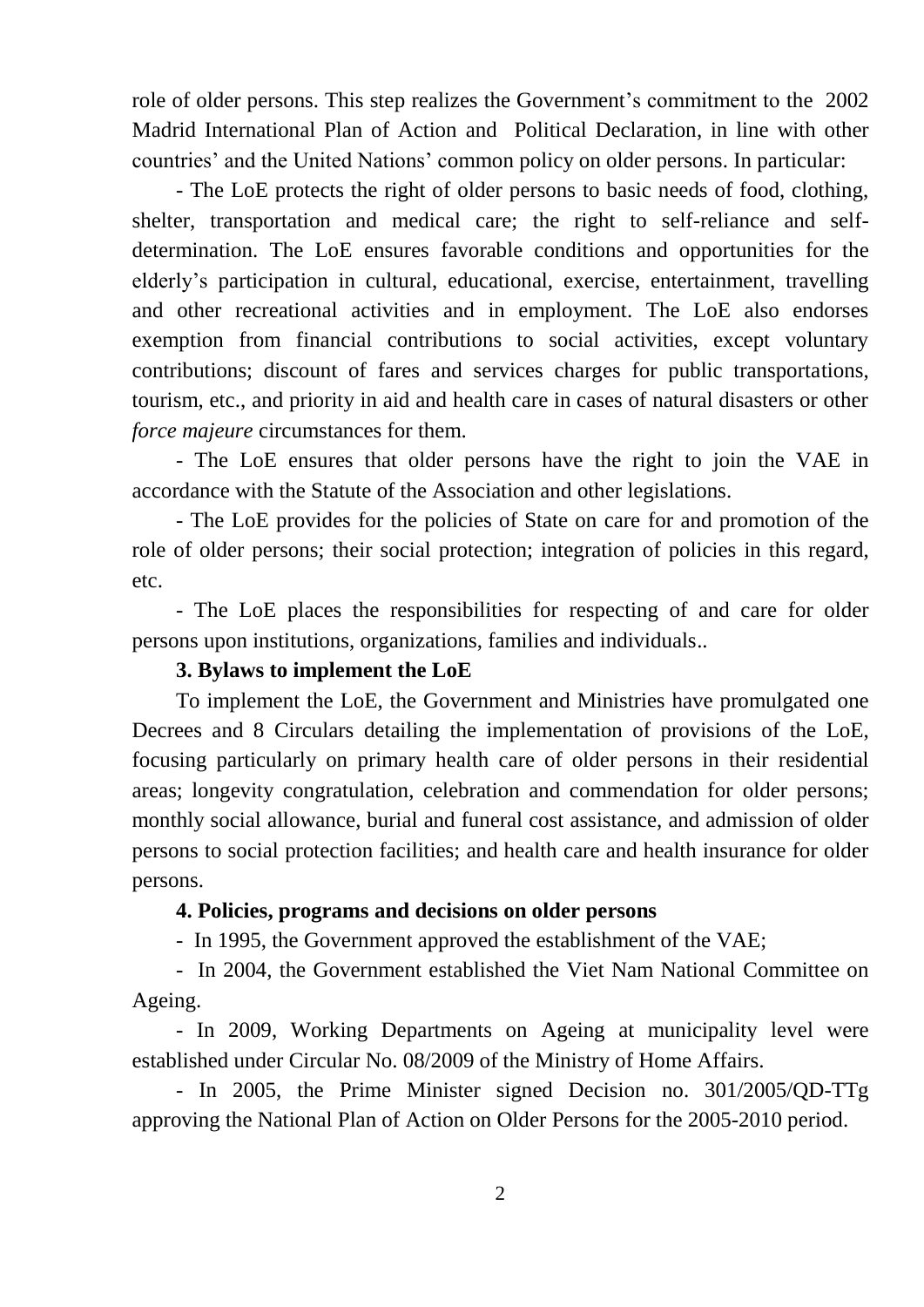role of older persons. This step realizes the Government's commitment to the 2002 Madrid International Plan of Action and Political Declaration, in line with other countries' and the United Nations' common policy on older persons. In particular:

- The LoE protects the right of older persons to basic needs of food, clothing, shelter, transportation and medical care; the right to self-reliance and self-determination. The LoE ensures favorable conditions and opportunities for the elderly's participation in cultural, educational, exercise, entertainment, travelling and other recreational activities and in employment. The LoE also endorses exemption from financial contributions to social activities, except voluntary contributions; discount of fares and services charges for public transportations, tourism, etc., and priority in aid and health care in cases of natural disasters or other *force majeure* circumstances for them.

- The LoE ensures that older persons have the right to join the VAE in accordance with the Statute of the Association and other legislations.

- The LoE provides for the policies of State on care for and promotion of the role of older persons; their social protection; integration of policies in this regard, etc.

- The LoE places the responsibilities for respecting of and care for older persons upon institutions, organizations, families and individuals..

**3. Bylaws to implement the LoE**

To implement the LoE, the Government and Ministries have promulgated one Decrees and 8 Circulars detailing the implementation of provisions of the LoE, focusing particularly on primary health care of older persons in their residential areas; longevity congratulation, celebration and commendation for older persons; monthly social allowance, burial and funeral cost assistance, and admission of older persons to social protection facilities; and health care and health insurance for older persons.

**4. Policies, programs and decisions on older persons**

- In 1995, the Government approved the establishment of the VAE;

- In 2004, the Government established the Viet Nam National Committee on Ageing.

- In 2009, Working Departments on Ageing at municipality level were established under Circular No. 08/2009 of the Ministry of Home Affairs.

- In 2005, the Prime Minister signed Decision no. 301/2005/QD-TTg approving the National Plan of Action on Older Persons for the 2005-2010 period.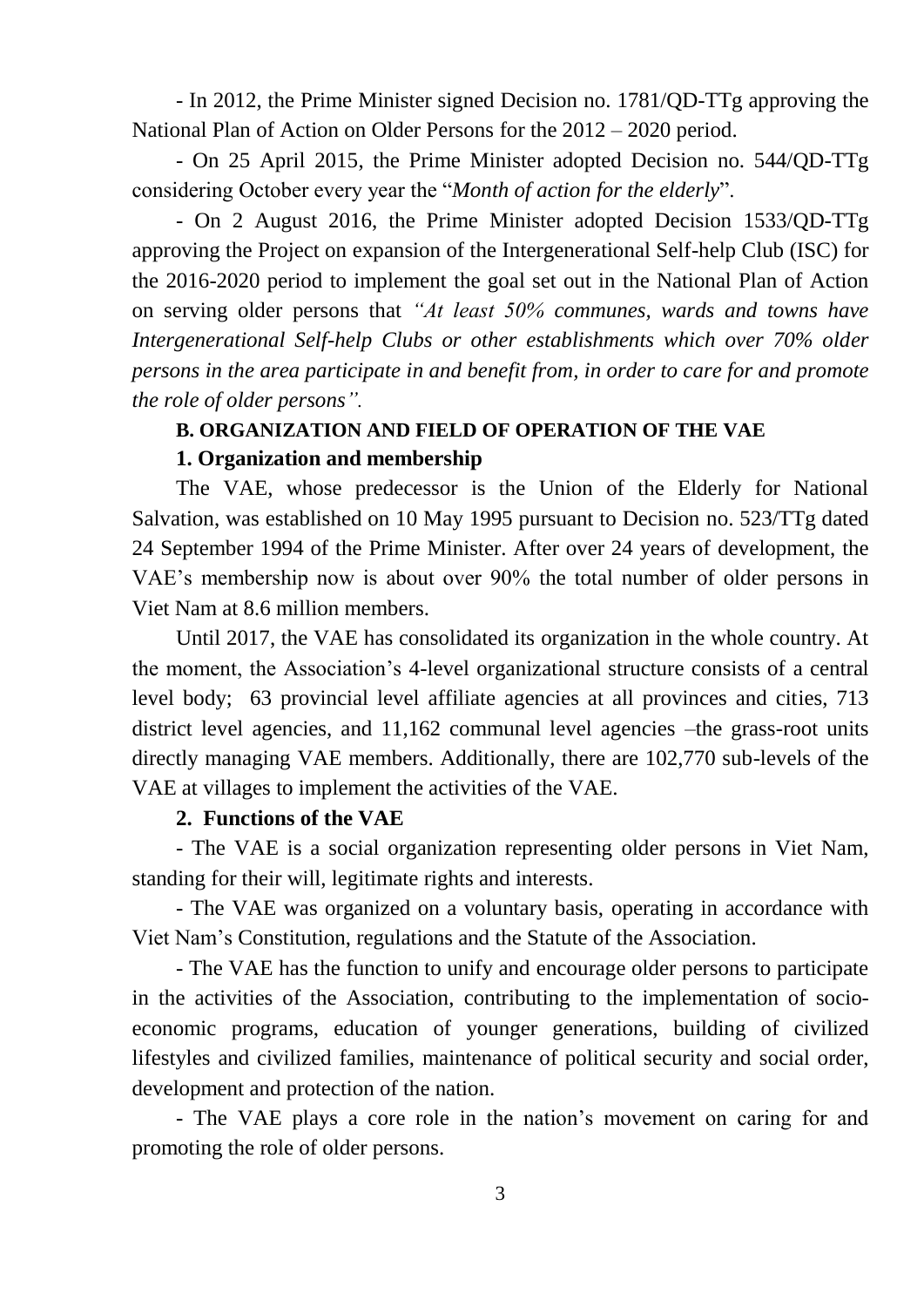- In 2012, the Prime Minister signed Decision no. 1781/QD-TTg approving the National Plan of Action on Older Persons for the 2012 – 2020 period.

- On 25 April 2015, the Prime Minister adopted Decision no. 544/QD-TTg considering October every year the "*Month of action for the elderly*".

- On 2 August 2016, the Prime Minister adopted Decision 1533/QD-TTg approving the Project on expansion of the Intergenerational Self-help Club (ISC) for the 2016-2020 period to implement the goal set out in the National Plan of Action on serving older persons that *"At least 50% communes, wards and towns have Intergenerational Self-help Clubs or other establishments which over 70% older persons in the area participate in and benefit from, in order to care for and promote the role of older persons".*

### B. ORGANIZATION AND FIELD OF OPERATION OF THE VAE

#### 1. Organization and membership

The VAE, whose predecessor is the Union of the Elderly for National Salvation, was established on 10 May 1995 pursuant to Decision no. 523/TTg dated 24 September 1994 of the Prime Minister. After over 24 years of development, the VAE's membership now is about over 90% the total number of older persons in Viet Nam at 8.6 million members.

Until 2017, the VAE has consolidated its organization in the whole country. At the moment, the Association's 4-level organizational structure consists of a central level body; 63 provincial level affiliate agencies at all provinces and cities, 713 district level agencies, and 11,162 communal level agencies –the grass-root units directly managing VAE members. Additionally, there are 102,770 sub-levels of the VAE at villages to implement the activities of the VAE.

#### 2. Functions of the VAE

- The VAE is a social organization representing older persons in Viet Nam, standing for their will, legitimate rights and interests.

- The VAE was organized on a voluntary basis, operating in accordance with Viet Nam's Constitution, regulations and the Statute of the Association.

- The VAE has the function to unify and encourage older persons to participate in the activities of the Association, contributing to the implementation of socio-economic programs, education of younger generations, building of civilized lifestyles and civilized families, maintenance of political security and social order, development and protection of the nation.

- The VAE plays a core role in the nation's movement on caring for and promoting the role of older persons.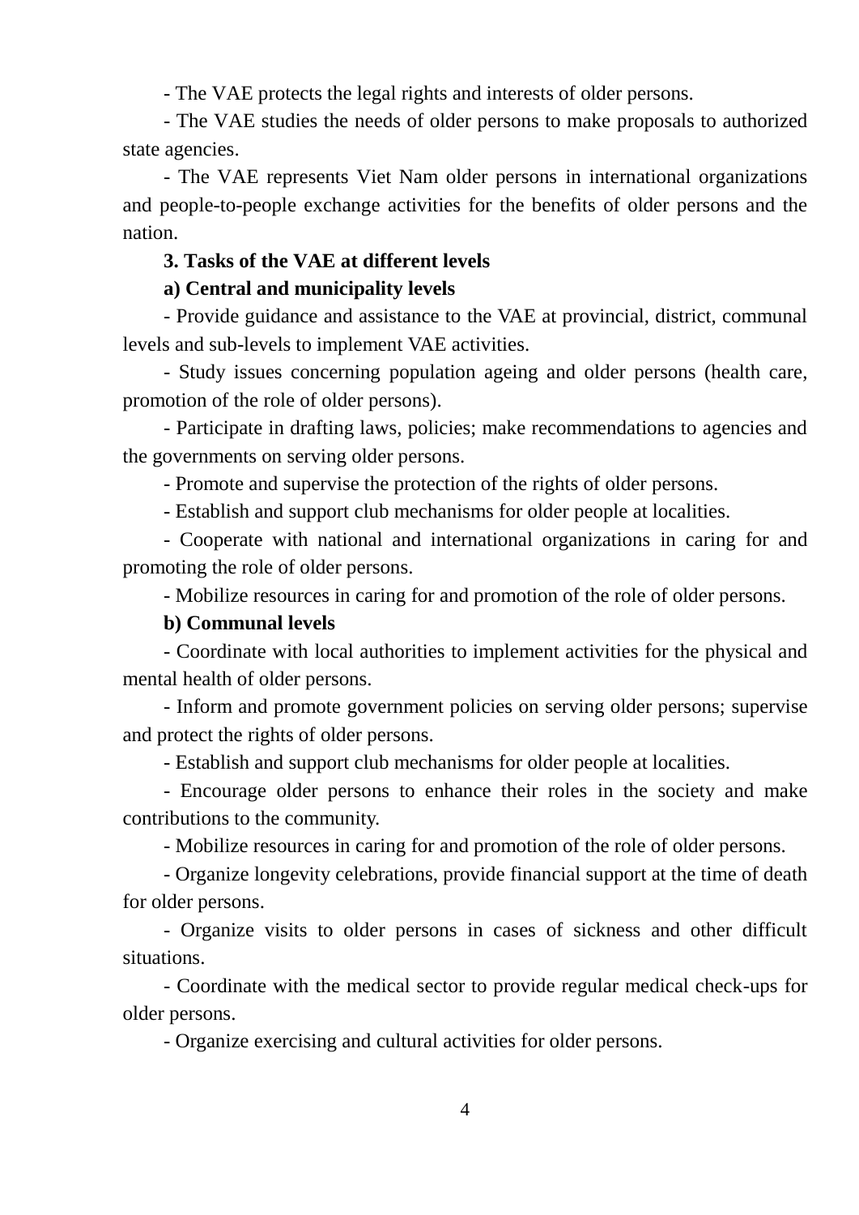- The VAE protects the legal rights and interests of older persons.

- The VAE studies the needs of older persons to make proposals to authorized state agencies.

- The VAE represents Viet Nam older persons in international organizations and people-to-people exchange activities for the benefits of older persons and the nation.

**3. Tasks of the VAE at different levels**

**a) Central and municipality levels**

- Provide guidance and assistance to the VAE at provincial, district, communal levels and sub-levels to implement VAE activities.

- Study issues concerning population ageing and older persons (health care, promotion of the role of older persons).

- Participate in drafting laws, policies; make recommendations to agencies and the governments on serving older persons.

- Promote and supervise the protection of the rights of older persons.

- Establish and support club mechanisms for older people at localities.

- Cooperate with national and international organizations in caring for and promoting the role of older persons.

- Mobilize resources in caring for and promotion of the role of older persons.

**b) Communal levels**

- Coordinate with local authorities to implement activities for the physical and mental health of older persons.

- Inform and promote government policies on serving older persons; supervise and protect the rights of older persons.

- Establish and support club mechanisms for older people at localities.

- Encourage older persons to enhance their roles in the society and make contributions to the community.

- Mobilize resources in caring for and promotion of the role of older persons.

- Organize longevity celebrations, provide financial support at the time of death for older persons.

- Organize visits to older persons in cases of sickness and other difficult situations.

- Coordinate with the medical sector to provide regular medical check-ups for older persons.

- Organize exercising and cultural activities for older persons.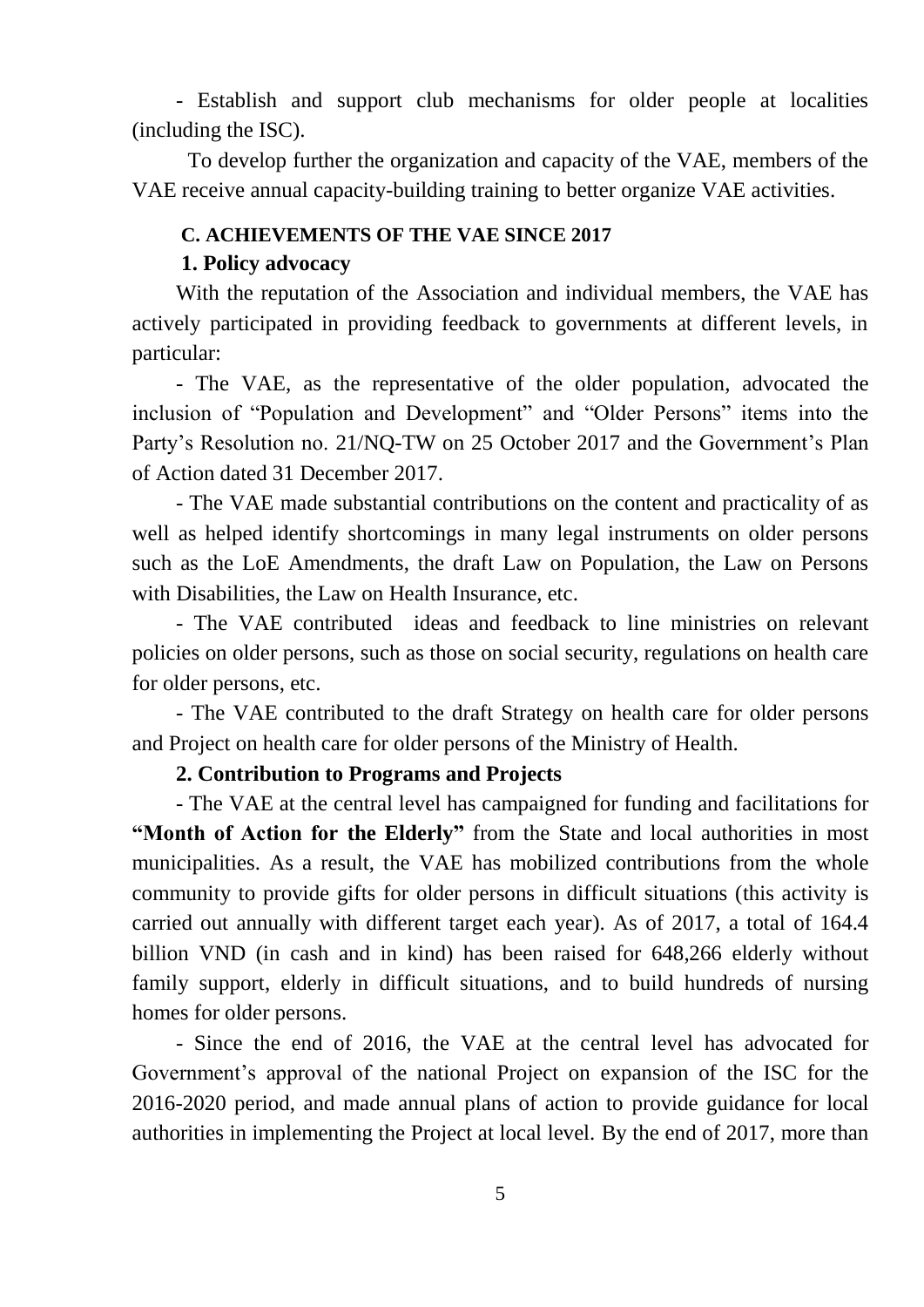- Establish and support club mechanisms for older people at localities (including the ISC).

To develop further the organization and capacity of the VAE, members of the VAE receive annual capacity-building training to better organize VAE activities.

## C. ACHIEVEMENTS OF THE VAE SINCE 2017

### 1. Policy advocacy

With the reputation of the Association and individual members, the VAE has actively participated in providing feedback to governments at different levels, in particular:

- The VAE, as the representative of the older population, advocated the inclusion of "Population and Development" and "Older Persons" items into the Party's Resolution no. 21/NQ-TW on 25 October 2017 and the Government's Plan of Action dated 31 December 2017.

- The VAE made substantial contributions on the content and practicality of as well as helped identify shortcomings in many legal instruments on older persons such as the LoE Amendments, the draft Law on Population, the Law on Persons with Disabilities, the Law on Health Insurance, etc.

- The VAE contributed ideas and feedback to line ministries on relevant policies on older persons, such as those on social security, regulations on health care for older persons, etc.

- The VAE contributed to the draft Strategy on health care for older persons and Project on health care for older persons of the Ministry of Health.

### 2. Contribution to Programs and Projects

- The VAE at the central level has campaigned for funding and facilitations for **"Month of Action for the Elderly"** from the State and local authorities in most municipalities. As a result, the VAE has mobilized contributions from the whole community to provide gifts for older persons in difficult situations (this activity is carried out annually with different target each year). As of 2017, a total of 164.4 billion VND (in cash and in kind) has been raised for 648,266 elderly without family support, elderly in difficult situations, and to build hundreds of nursing homes for older persons.

- Since the end of 2016, the VAE at the central level has advocated for Government's approval of the national Project on expansion of the ISC for the 2016-2020 period, and made annual plans of action to provide guidance for local authorities in implementing the Project at local level. By the end of 2017, more than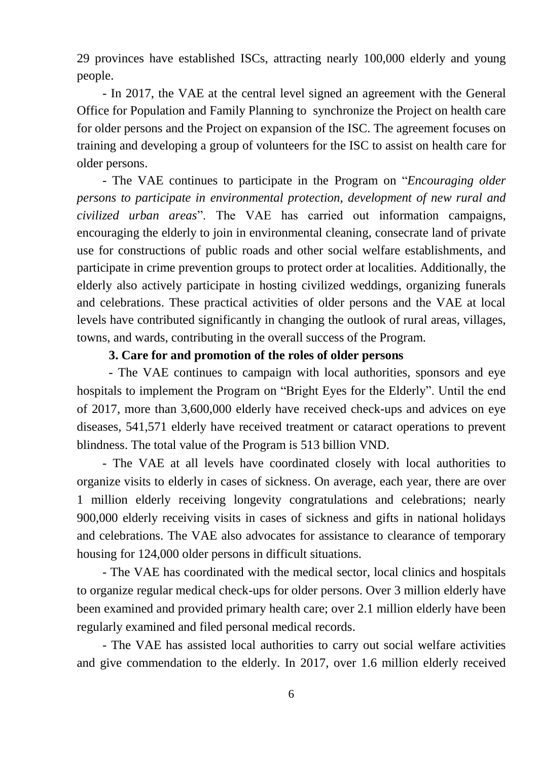29 provinces have established ISCs, attracting nearly 100,000 elderly and young people.

- In 2017, the VAE at the central level signed an agreement with the General Office for Population and Family Planning to synchronize the Project on health care for older persons and the Project on expansion of the ISC. The agreement focuses on training and developing a group of volunteers for the ISC to assist on health care for older persons.

- The VAE continues to participate in the Program on "*Encouraging older persons to participate in environmental protection, development of new rural and civilized urban areas*". The VAE has carried out information campaigns, encouraging the elderly to join in environmental cleaning, consecrate land of private use for constructions of public roads and other social welfare establishments, and participate in crime prevention groups to protect order at localities. Additionally, the elderly also actively participate in hosting civilized weddings, organizing funerals and celebrations. These practical activities of older persons and the VAE at local levels have contributed significantly in changing the outlook of rural areas, villages, towns, and wards, contributing in the overall success of the Program.

**3. Care for and promotion of the roles of older persons**

- The VAE continues to campaign with local authorities, sponsors and eye hospitals to implement the Program on "Bright Eyes for the Elderly". Until the end of 2017, more than 3,600,000 elderly have received check-ups and advices on eye diseases, 541,571 elderly have received treatment or cataract operations to prevent blindness. The total value of the Program is 513 billion VND.

- The VAE at all levels have coordinated closely with local authorities to organize visits to elderly in cases of sickness. On average, each year, there are over 1 million elderly receiving longevity congratulations and celebrations; nearly 900,000 elderly receiving visits in cases of sickness and gifts in national holidays and celebrations. The VAE also advocates for assistance to clearance of temporary housing for 124,000 older persons in difficult situations.

- The VAE has coordinated with the medical sector, local clinics and hospitals to organize regular medical check-ups for older persons. Over 3 million elderly have been examined and provided primary health care; over 2.1 million elderly have been regularly examined and filed personal medical records.

- The VAE has assisted local authorities to carry out social welfare activities and give commendation to the elderly. In 2017, over 1.6 million elderly received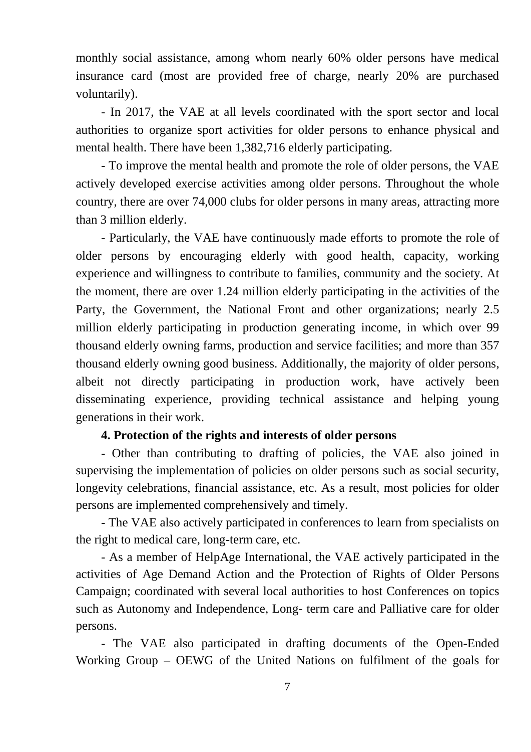monthly social assistance, among whom nearly 60% older persons have medical insurance card (most are provided free of charge, nearly 20% are purchased voluntarily).

- In 2017, the VAE at all levels coordinated with the sport sector and local authorities to organize sport activities for older persons to enhance physical and mental health. There have been 1,382,716 elderly participating.

- To improve the mental health and promote the role of older persons, the VAE actively developed exercise activities among older persons. Throughout the whole country, there are over 74,000 clubs for older persons in many areas, attracting more than 3 million elderly.

- Particularly, the VAE have continuously made efforts to promote the role of older persons by encouraging elderly with good health, capacity, working experience and willingness to contribute to families, community and the society. At the moment, there are over 1.24 million elderly participating in the activities of the Party, the Government, the National Front and other organizations; nearly 2.5 million elderly participating in production generating income, in which over 99 thousand elderly owning farms, production and service facilities; and more than 357 thousand elderly owning good business. Additionally, the majority of older persons, albeit not directly participating in production work, have actively been disseminating experience, providing technical assistance and helping young generations in their work.

**4. Protection of the rights and interests of older persons**

- Other than contributing to drafting of policies, the VAE also joined in supervising the implementation of policies on older persons such as social security, longevity celebrations, financial assistance, etc. As a result, most policies for older persons are implemented comprehensively and timely.

- The VAE also actively participated in conferences to learn from specialists on the right to medical care, long-term care, etc.

- As a member of HelpAge International, the VAE actively participated in the activities of Age Demand Action and the Protection of Rights of Older Persons Campaign; coordinated with several local authorities to host Conferences on topics such as Autonomy and Independence, Long- term care and Palliative care for older persons.

- The VAE also participated in drafting documents of the Open-Ended Working Group – OEWG of the United Nations on fulfilment of the goals for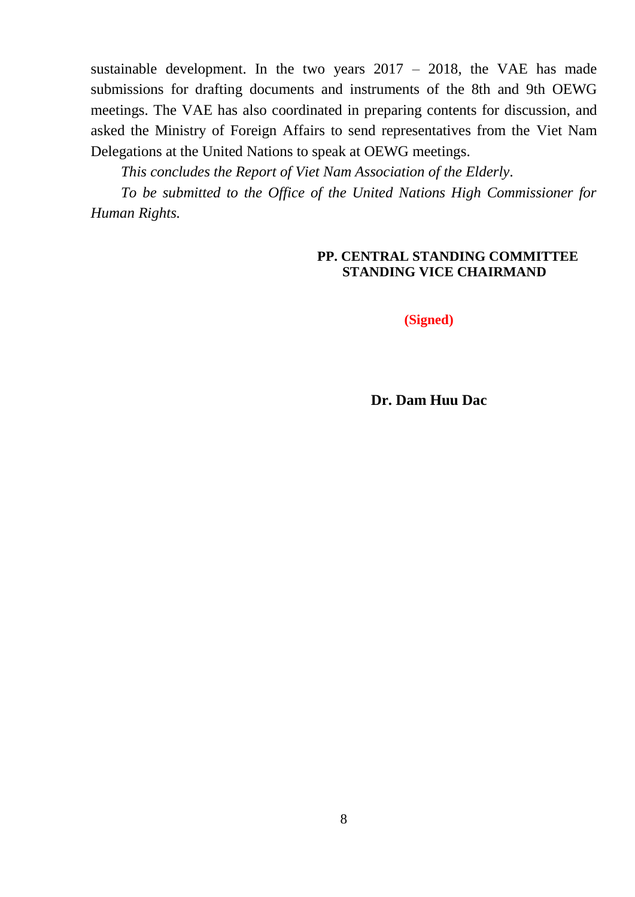sustainable development. In the two years 2017 – 2018, the VAE has made submissions for drafting documents and instruments of the 8th and 9th OEWG meetings. The VAE has also coordinated in preparing contents for discussion, and asked the Ministry of Foreign Affairs to send representatives from the Viet Nam Delegations at the United Nations to speak at OEWG meetings.

*This concludes the Report of Viet Nam Association of the Elderly*.

*To be submitted to the Office of the United Nations High Commissioner for Human Rights.*

**PP. CENTRAL STANDING COMMITTEE**
**STANDING VICE CHAIRMAND**

**(Signed)**

**Dr. Dam Huu Dac**